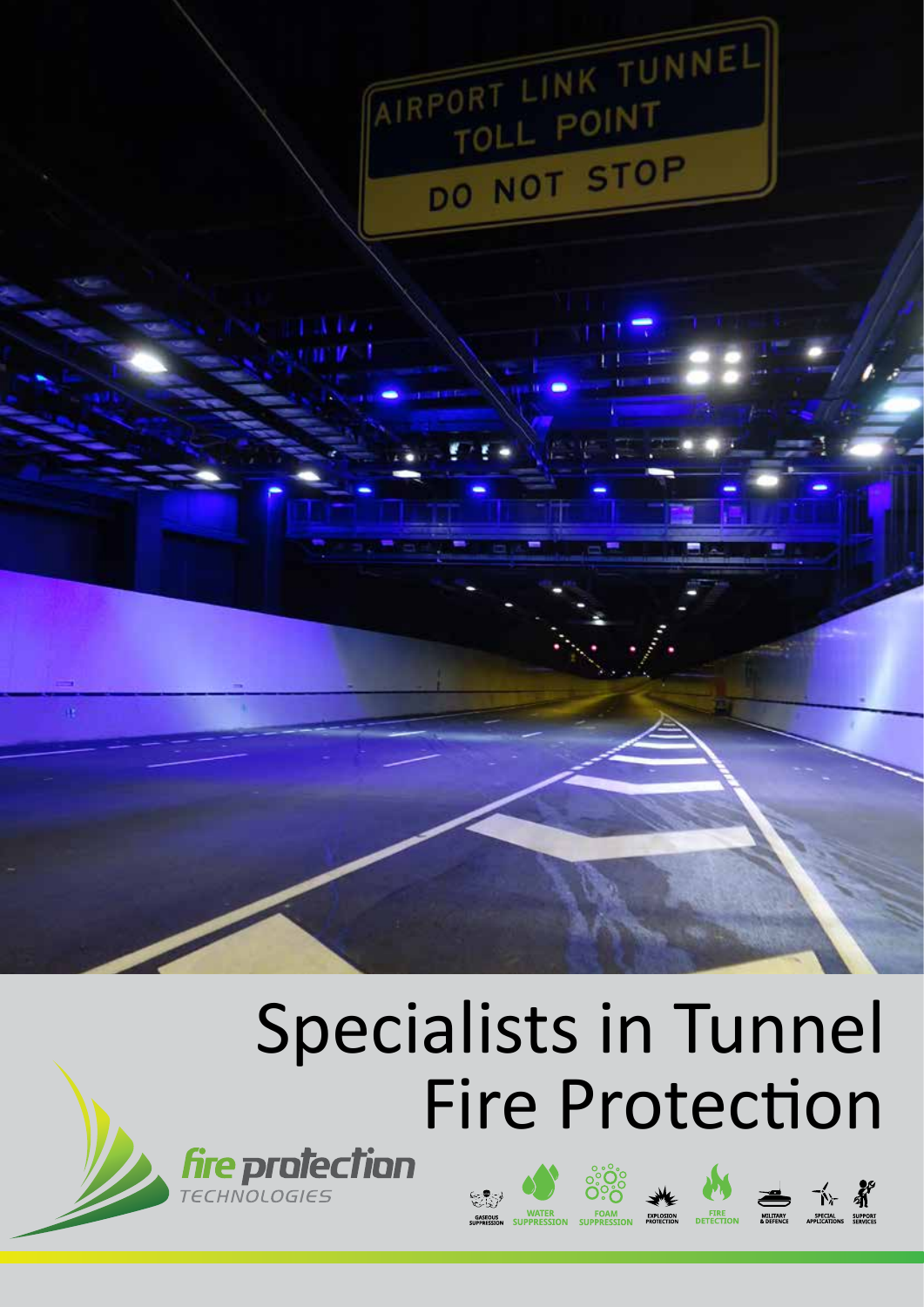# Specialists in Tunnel Fire Protection

fire protection TECHNOLOGIES

GASEOUS SUPPRESSION | WATER SUPPRESSION | FOAM SUPPRESSION | EXPLOSION PROTECTION | FIRE DETECTION | MILITARY & DEFENCE | SPECIAL APPLICATIONS | SUPPORT SERVICES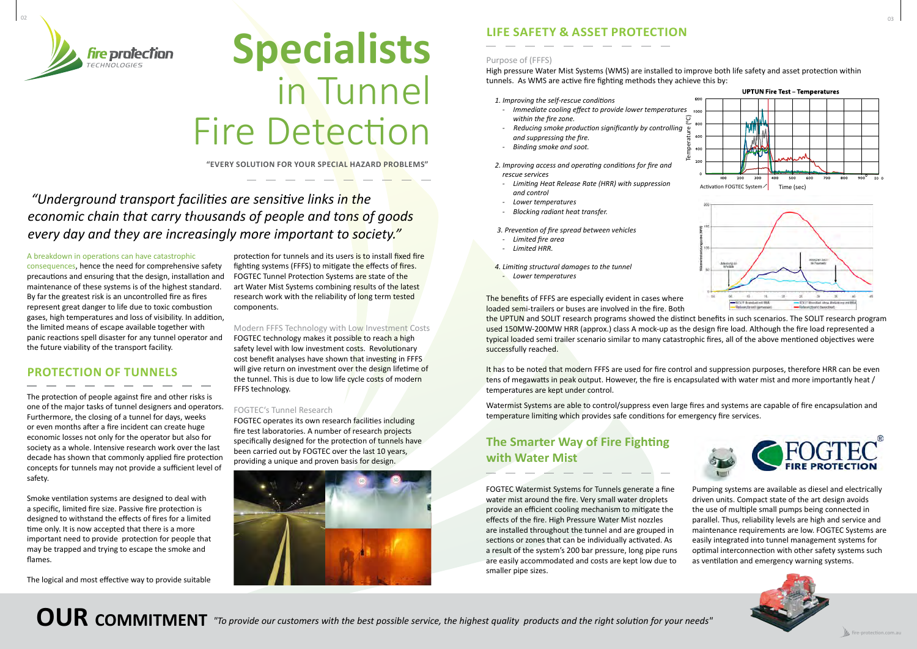# Specialists in Tunnel Fire Detection

**"EVERY SOLUTION FOR YOUR SPECIAL HAZARD PROBLEMS"**

*"Underground transport facilities are sensitive links in the economic chain that carry thousands of people and tons of goods every day and they are increasingly more important to society."*

A breakdown in operations can have catastrophic consequences, hence the need for comprehensive safety precautions and ensuring that the design, installation and maintenance of these systems is of the highest standard. By far the greatest risk is an uncontrolled fire as fires represent great danger to life due to toxic combustion gases, high temperatures and loss of visibility. In addition, the limited means of escape available together with panic reactions spell disaster for any tunnel operator and the future viability of the transport facility.

## PROTECTION OF TUNNELS

The protection of people against fire and other risks is one of the major tasks of tunnel designers and operators. Furthermore, the closing of a tunnel for days, weeks or even months after a fire incident can create huge economic losses not only for the operator but also for society as a whole. Intensive research work over the last decade has shown that commonly applied fire protection concepts for tunnels may not provide a sufficient level of safety.

Smoke ventilation systems are designed to deal with a specific, limited fire size. Passive fire protection is designed to withstand the effects of fires for a limited time only. It is now accepted that there is a more important need to provide protection for people that may be trapped and trying to escape the smoke and flames.

The logical and most effective way to provide suitable protection for tunnels and its users is to install fixed fire fighting systems (FFFS) to mitigate the effects of fires. FOGTEC Tunnel Protection Systems are state of the art Water Mist Systems combining results of the latest research work with the reliability of long term tested components.

### Modern FFFS Technology with Low Investment Costs

FOGTEC technology makes it possible to reach a high safety level with low investment costs. Revolutionary cost benefit analyses have shown that investing in FFFS will give return on investment over the design lifetime of the tunnel. This is due to low life cycle costs of modern FFFS technology.

### FOGTEC's Tunnel Research

FOGTEC operates its own research facilities including fire test laboratories. A number of research projects specifically designed for the protection of tunnels have been carried out by FOGTEC over the last 10 years, providing a unique and proven basis for design.

## LIFE SAFETY & ASSET PROTECTION

### Purpose of (FFFS)

High pressure Water Mist Systems (WMS) are installed to improve both life safety and asset protection within tunnels. As WMS are active fire fighting methods they achieve this by:

*1. Improving the self-rescue conditions*
- *Immediate cooling effect to provide lower temperatures within the fire zone.*
- *Reducing smoke production significantly by controlling and suppressing the fire.*
- *Binding smoke and soot.*

*2. Improving access and operating conditions for fire and rescue services*
- *Limiting Heat Release Rate (HRR) with suppression and control*
- *Lower temperatures*
- *Blocking radiant heat transfer.*

*3. Prevention of fire spread between vehicles*
- *Limited fire area*
- *Limited HRR.*

*4. Limiting structural damages to the tunnel*
- *Lower temperatures*

UPTUN Fire Test – Temperatures

The benefits of FFFS are especially evident in cases where loaded semi-trailers or buses are involved in the fire. Both the UPTUN and SOLIT research programs showed the distinct benefits in such scenarios. The SOLIT research program used 150MW-200MW HRR (approx.) class A mock-up as the design fire load. Although the fire load represented a typical loaded semi trailer scenario similar to many catastrophic fires, all of the above mentioned objectives were successfully reached.

It has to be noted that modern FFFS are used for fire control and suppression purposes, therefore HRR can be even tens of megawatts in peak output. However, the fire is encapsulated with water mist and more importantly heat / temperatures are kept under control.

Watermist Systems are able to control/suppress even large fires and systems are capable of fire encapsulation and temperature limiting which provides safe conditions for emergency fire services.

## The Smarter Way of Fire Fighting with Water Mist

FOGTEC Watermist Systems for Tunnels generate a fine water mist around the fire. Very small water droplets provide an efficient cooling mechanism to mitigate the effects of the fire. High Pressure Water Mist nozzles are installed throughout the tunnel and are grouped in sections or zones that can be individually activated. As a result of the system's 200 bar pressure, long pipe runs are easily accommodated and costs are kept low due to smaller pipe sizes.

Pumping systems are available as diesel and electrically driven units. Compact state of the art design avoids the use of multiple small pumps being connected in parallel. Thus, reliability levels are high and service and maintenance requirements are low. FOGTEC Systems are easily integrated into tunnel management systems for optimal interconnection with other safety systems such as ventilation and emergency warning systems.

**OUR COMMITMENT** *"To provide our customers with the best possible service, the highest quality products and the right solution for your needs"*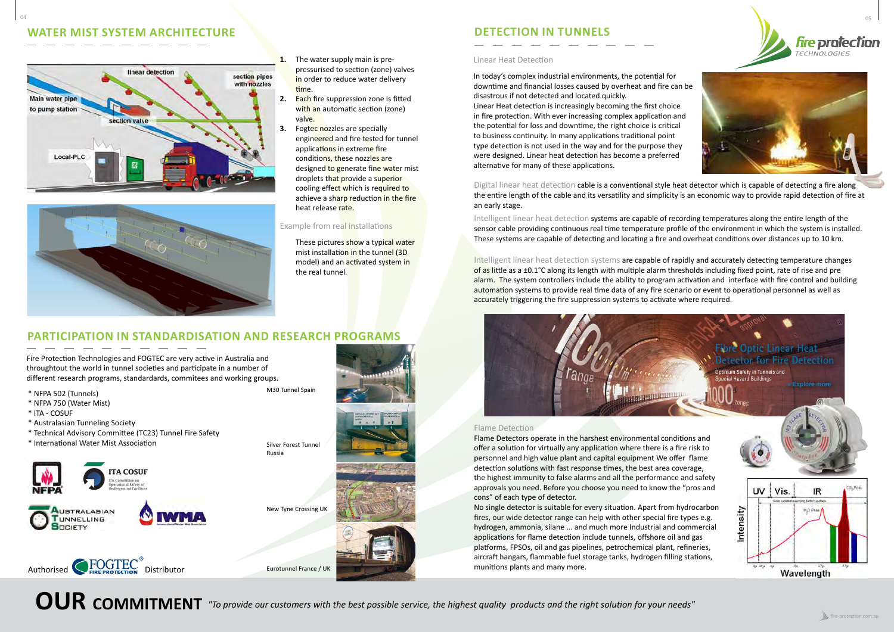## WATER MIST SYSTEM ARCHITECTURE

1. The water supply main is pre-pressurised to section (zone) valves in order to reduce water delivery time.
2. Each fire suppression zone is fitted with an automatic section (zone) valve.
3. Fogtec nozzles are specially engineered and fire tested for tunnel applications in extreme fire conditions, these nozzles are designed to generate fine water mist droplets that provide a superior cooling effect which is required to achieve a sharp reduction in the fire heat release rate.

Example from real installations

These pictures show a typical water mist installation in the tunnel (3D model) and an activated system in the real tunnel.

## PARTICIPATION IN STANDARDISATION AND RESEARCH PROGRAMS

Fire Protection Technologies and FOGTEC are very active in Australia and throughtout the world in tunnel societies and participate in a number of different research programs, standards, commitees and working groups.

* NFPA 502 (Tunnels)
* NFPA 750 (Water Mist)
* ITA - COSUF
* Australasian Tunneling Society
* Technical Advisory Committee (TC23) Tunnel Fire Safety
* International Water Mist Association

Authorised FOGTEC Distributor

M30 Tunnel Spain

Silver Forest Tunnel Russia

New Tyne Crossing UK

Eurotunnel France / UK

## DETECTION IN TUNNELS

Linear Heat Detection

In today's complex industrial environments, the potential for downtime and financial losses caused by overheat and fire can be disastrous if not detected and located quickly.
Linear Heat detection is increasingly becoming the first choice in fire protection. With ever increasing complex application and the potential for loss and downtime, the right choice is critical to business continuity. In many applications traditional point type detection is not used in the way and for the purpose they were designed. Linear heat detection has become a preferred alternative for many of these applications.

Digital linear heat detection cable is a conventional style heat detector which is capable of detecting a fire along the entire length of the cable and its versatility and simplicity is an economic way to provide rapid detection of fire at an early stage.

Intelligent linear heat detection systems are capable of recording temperatures along the entire length of the sensor cable providing continuous real time temperature profile of the environment in which the system is installed. These systems are capable of detecting and locating a fire and overheat conditions over distances up to 10 km.

Intelligent linear heat detection systems are capable of rapidly and accurately detecting temperature changes of as little as a ±0.1°C along its length with multiple alarm thresholds including fixed point, rate of rise and pre alarm. The system controllers include the ability to program activation and interface with fire control and building automation systems to provide real time data of any fire scenario or event to operational personnel as well as accurately triggering the fire suppression systems to activate where required.

Flame Detection

Flame Detectors operate in the harshest environmental conditions and offer a solution for virtually any application where there is a fire risk to personnel and high value plant and capital equipment We offer flame detection solutions with fast response times, the best area coverage, the highest immunity to false alarms and all the performance and safety approvals you need. Before you choose you need to know the "pros and cons" of each type of detector.
No single detector is suitable for every situation. Apart from hydrocarbon fires, our wide detector range can help with other special fire types e.g. hydrogen, ammonia, silane ... and much more Industrial and commercial applications for flame detection include tunnels, offshore oil and gas platforms, FPSOs, oil and gas pipelines, petrochemical plant, refineries, aircraft hangars, flammable fuel storage tanks, hydrogen filling stations, munitions plants and many more.

**OUR COMMITMENT** *"To provide our customers with the best possible service, the highest quality products and the right solution for your needs"*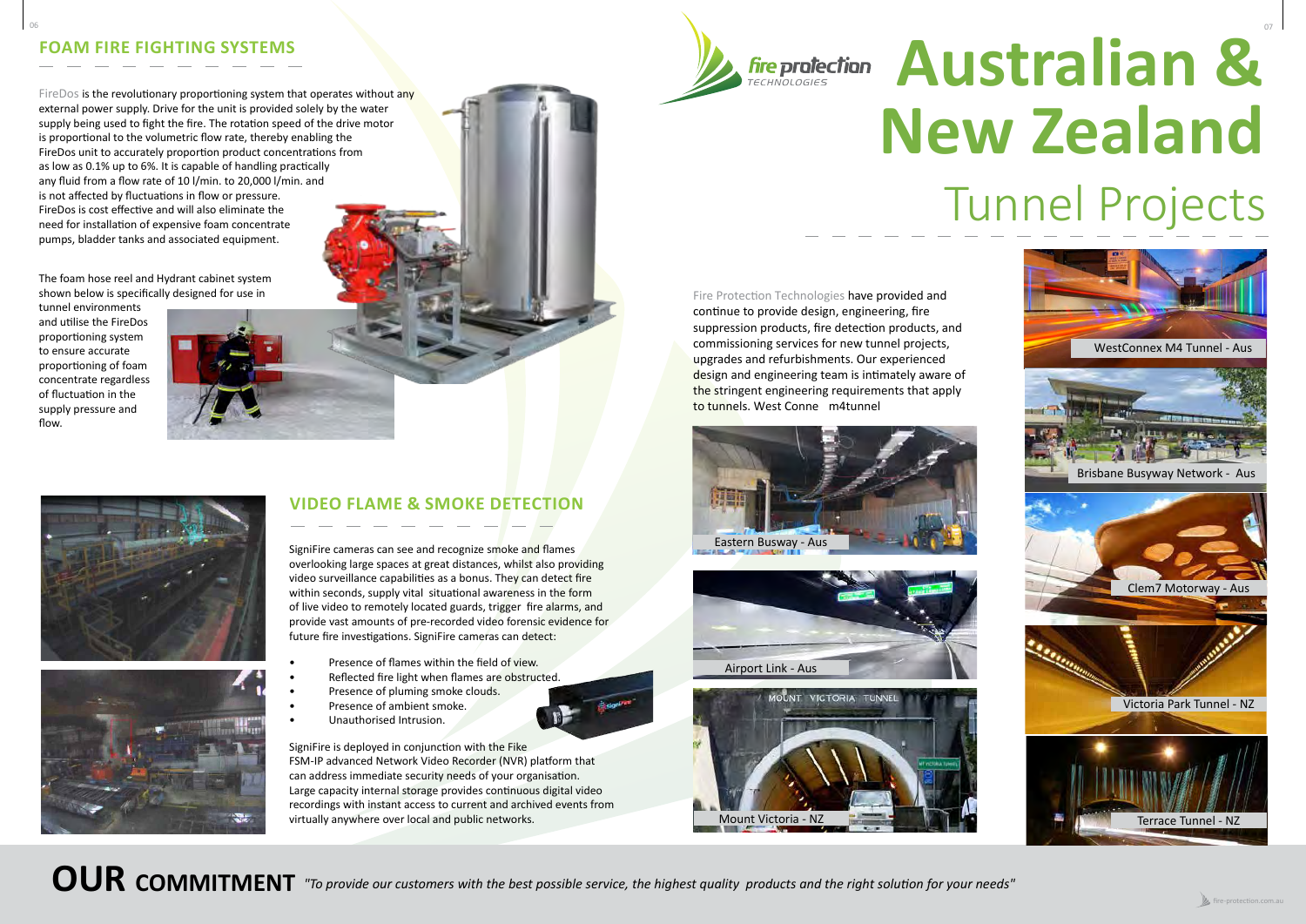## FOAM FIRE FIGHTING SYSTEMS

FireDos is the revolutionary proportioning system that operates without any external power supply. Drive for the unit is provided solely by the water supply being used to fight the fire. The rotation speed of the drive motor is proportional to the volumetric flow rate, thereby enabling the FireDos unit to accurately proportion product concentrations from as low as 0.1% up to 6%. It is capable of handling practically any fluid from a flow rate of 10 l/min. to 20,000 l/min. and is not affected by fluctuations in flow or pressure. FireDos is cost effective and will also eliminate the need for installation of expensive foam concentrate pumps, bladder tanks and associated equipment.

The foam hose reel and Hydrant cabinet system shown below is specifically designed for use in tunnel environments and utilise the FireDos proportioning system to ensure accurate proportioning of foam concentrate regardless of fluctuation in the supply pressure and flow.

## VIDEO FLAME & SMOKE DETECTION

SigniFire cameras can see and recognize smoke and flames overlooking large spaces at great distances, whilst also providing video surveillance capabilities as a bonus. They can detect fire within seconds, supply vital situational awareness in the form of live video to remotely located guards, trigger fire alarms, and provide vast amounts of pre-recorded video forensic evidence for future fire investigations. SigniFire cameras can detect:

- Presence of flames within the field of view.
- Reflected fire light when flames are obstructed.
- Presence of pluming smoke clouds.
- Presence of ambient smoke.
- Unauthorised Intrusion.

SigniFire is deployed in conjunction with the Fike FSM-IP advanced Network Video Recorder (NVR) platform that can address immediate security needs of your organisation. Large capacity internal storage provides continuous digital video recordings with instant access to current and archived events from virtually anywhere over local and public networks.

# Australian & New Zealand Tunnel Projects

Fire Protection Technologies have provided and continue to provide design, engineering, fire suppression products, fire detection products, and commissioning services for new tunnel projects, upgrades and refurbishments. Our experienced design and engineering team is intimately aware of the stringent engineering requirements that apply to tunnels. West Conne m4tunnel

Eastern Busway - Aus

Airport Link - Aus

Mount Victoria - NZ

WestConnex M4 Tunnel - Aus

Brisbane Busyway Network - Aus

Clem7 Motorway - Aus

Victoria Park Tunnel - NZ

Terrace Tunnel - NZ

**OUR COMMITMENT** *"To provide our customers with the best possible service, the highest quality products and the right solution for your needs"*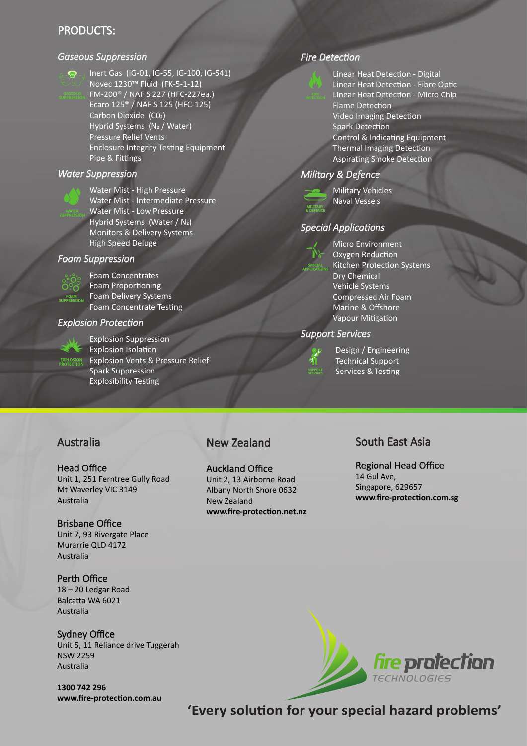## PRODUCTS:

### *Gaseous Suppression*

- Inert Gas (IG-01, IG-55, IG-100, IG-541)
- Novec 1230™ Fluid (FK-5-1-12)
- FM-200® / NAF S 227 (HFC-227ea.)
- Ecaro 125® / NAF S 125 (HFC-125)
- Carbon Dioxide ($CO_2$)
- Hybrid Systems ($N_2$ / Water)
- Pressure Relief Vents
- Enclosure Integrity Testing Equipment
- Pipe & Fittings

### *Water Suppression*

- Water Mist - High Pressure
- Water Mist - Intermediate Pressure
- Water Mist - Low Pressure
- Hybrid Systems (Water / $N_2$)
- Monitors & Delivery Systems
- High Speed Deluge

### *Foam Suppression*

- Foam Concentrates
- Foam Proportioning
- Foam Delivery Systems
- Foam Concentrate Testing

### *Explosion Protection*

- Explosion Suppression
- Explosion Isolation
- Explosion Vents & Pressure Relief
- Spark Suppression
- Explosibility Testing

### *Fire Detection*

- Linear Heat Detection - Digital
- Linear Heat Detection - Fibre Optic
- Linear Heat Detection - Micro Chip
- Flame Detection
- Video Imaging Detection
- Spark Detection
- Control & Indicating Equipment
- Thermal Imaging Detection
- Aspirating Smoke Detection

### *Military & Defence*

- Military Vehicles
- Naval Vessels

### *Special Applications*

- Micro Environment
- Oxygen Reduction
- Kitchen Protection Systems
- Dry Chemical
- Vehicle Systems
- Compressed Air Foam
- Marine & Offshore
- Vapour Mitigation

### *Support Services*

- Design / Engineering
- Technical Support
- Services & Testing

## Australia

**Head Office**
Unit 1, 251 Ferntree Gully Road
Mt Waverley VIC 3149
Australia

**Brisbane Office**
Unit 7, 93 Rivergate Place
Murarrie QLD 4172
Australia

**Perth Office**
18 – 20 Ledgar Road
Balcatta WA 6021
Australia

**Sydney Office**
Unit 5, 11 Reliance drive Tuggerah
NSW 2259
Australia

**1300 742 296**
**www.fire-protection.com.au**

## New Zealand

**Auckland Office**
Unit 2, 13 Airborne Road
Albany North Shore 0632
New Zealand
**www.fire-protection.net.nz**

## South East Asia

**Regional Head Office**
14 Gul Ave,
Singapore, 629657
**www.fire-protection.com.sg**

fire protection TECHNOLOGIES

**'Every solution for your special hazard problems'**